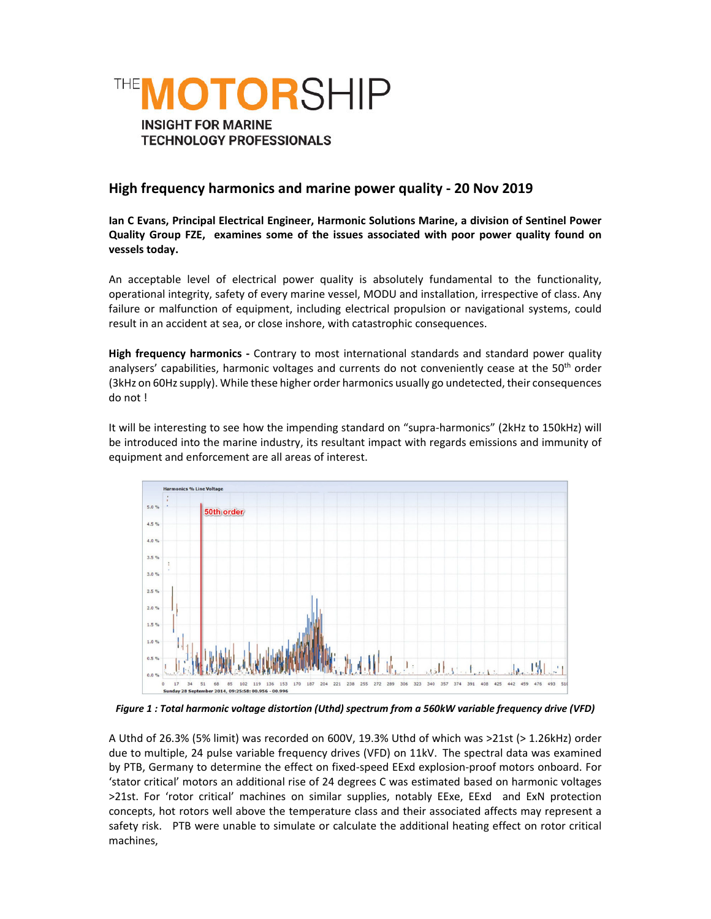THE MOTORSHIP

INSIGHT FOR MARINE TECHNOLOGY PROFESSIONALS

## High frequency harmonics and marine power quality - 20 Nov 2019

**Ian C Evans, Principal Electrical Engineer, Harmonic Solutions Marine, a division of Sentinel Power Quality Group FZE, examines some of the issues associated with poor power quality found on vessels today.**

An acceptable level of electrical power quality is absolutely fundamental to the functionality, operational integrity, safety of every marine vessel, MODU and installation, irrespective of class. Any failure or malfunction of equipment, including electrical propulsion or navigational systems, could result in an accident at sea, or close inshore, with catastrophic consequences.

**High frequency harmonics -** Contrary to most international standards and standard power quality analysers' capabilities, harmonic voltages and currents do not conveniently cease at the 50th order (3kHz on 60Hz supply). While these higher order harmonics usually go undetected, their consequences do not !

It will be interesting to see how the impending standard on "supra-harmonics" (2kHz to 150kHz) will be introduced into the marine industry, its resultant impact with regards emissions and immunity of equipment and enforcement are all areas of interest.

*Figure 1 : Total harmonic voltage distortion (Uthd) spectrum from a 560kW variable frequency drive (VFD)*

A Uthd of 26.3% (5% limit) was recorded on 600V, 19.3% Uthd of which was >21st (> 1.26kHz) order due to multiple, 24 pulse variable frequency drives (VFD) on 11kV. The spectral data was examined by PTB, Germany to determine the effect on fixed-speed EExd explosion-proof motors onboard. For 'stator critical' motors an additional rise of 24 degrees C was estimated based on harmonic voltages >21st. For 'rotor critical' machines on similar supplies, notably EExe, EExd and ExN protection concepts, hot rotors well above the temperature class and their associated affects may represent a safety risk. PTB were unable to simulate or calculate the additional heating effect on rotor critical machines,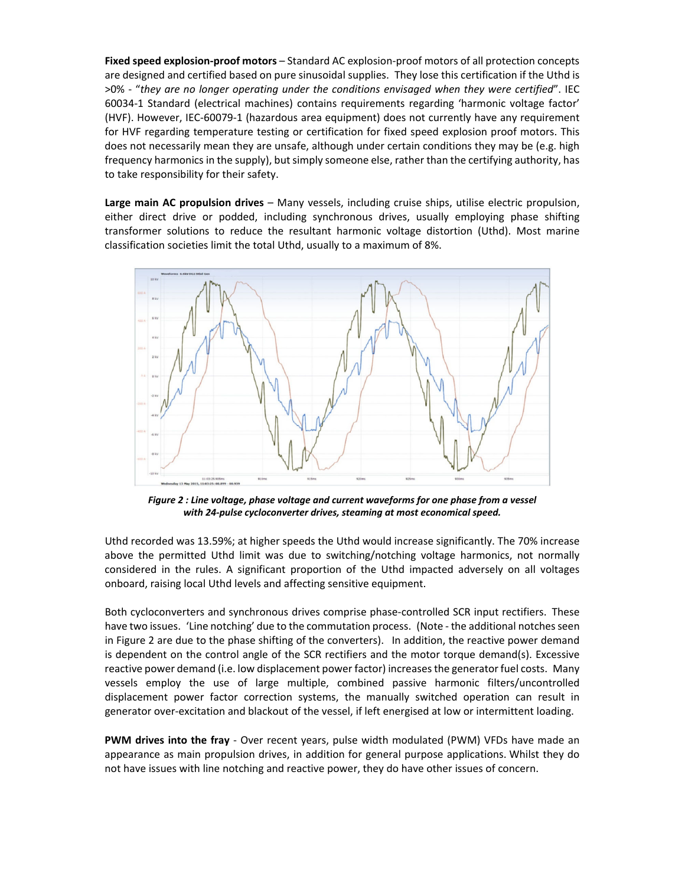**Fixed speed explosion-proof motors** – Standard AC explosion-proof motors of all protection concepts are designed and certified based on pure sinusoidal supplies. They lose this certification if the Uthd is >0% - "*they are no longer operating under the conditions envisaged when they were certified*". IEC 60034-1 Standard (electrical machines) contains requirements regarding 'harmonic voltage factor' (HVF). However, IEC-60079-1 (hazardous area equipment) does not currently have any requirement for HVF regarding temperature testing or certification for fixed speed explosion proof motors. This does not necessarily mean they are unsafe, although under certain conditions they may be (e.g. high frequency harmonics in the supply), but simply someone else, rather than the certifying authority, has to take responsibility for their safety.

**Large main AC propulsion drives** – Many vessels, including cruise ships, utilise electric propulsion, either direct drive or podded, including synchronous drives, usually employing phase shifting transformer solutions to reduce the resultant harmonic voltage distortion (Uthd). Most marine classification societies limit the total Uthd, usually to a maximum of 8%.

***Figure 2 : Line voltage, phase voltage and current waveforms for one phase from a vessel with 24-pulse cycloconverter drives, steaming at most economical speed.***

Uthd recorded was 13.59%; at higher speeds the Uthd would increase significantly. The 70% increase above the permitted Uthd limit was due to switching/notching voltage harmonics, not normally considered in the rules. A significant proportion of the Uthd impacted adversely on all voltages onboard, raising local Uthd levels and affecting sensitive equipment.

Both cycloconverters and synchronous drives comprise phase-controlled SCR input rectifiers. These have two issues. 'Line notching' due to the commutation process. (Note - the additional notches seen in Figure 2 are due to the phase shifting of the converters). In addition, the reactive power demand is dependent on the control angle of the SCR rectifiers and the motor torque demand(s). Excessive reactive power demand (i.e. low displacement power factor) increases the generator fuel costs. Many vessels employ the use of large multiple, combined passive harmonic filters/uncontrolled displacement power factor correction systems, the manually switched operation can result in generator over-excitation and blackout of the vessel, if left energised at low or intermittent loading.

**PWM drives into the fray** - Over recent years, pulse width modulated (PWM) VFDs have made an appearance as main propulsion drives, in addition for general purpose applications. Whilst they do not have issues with line notching and reactive power, they do have other issues of concern.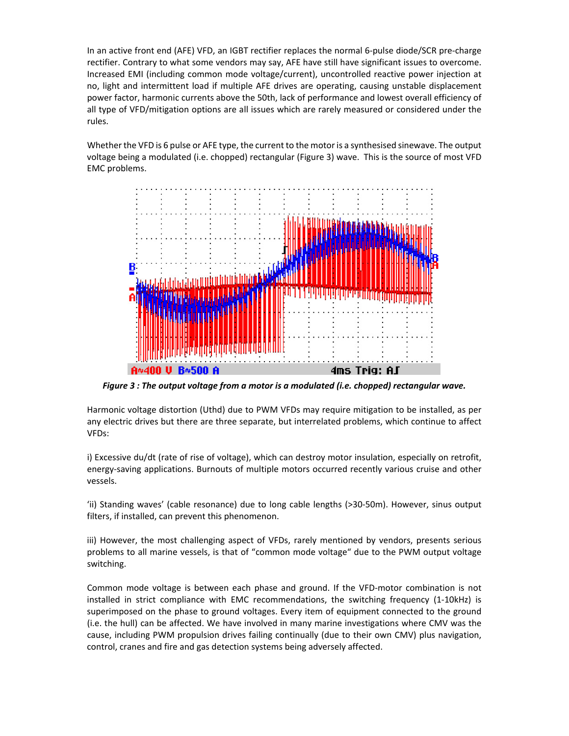In an active front end (AFE) VFD, an IGBT rectifier replaces the normal 6-pulse diode/SCR pre-charge rectifier. Contrary to what some vendors may say, AFE have still have significant issues to overcome. Increased EMI (including common mode voltage/current), uncontrolled reactive power injection at no, light and intermittent load if multiple AFE drives are operating, causing unstable displacement power factor, harmonic currents above the 50th, lack of performance and lowest overall efficiency of all type of VFD/mitigation options are all issues which are rarely measured or considered under the rules.

Whether the VFD is 6 pulse or AFE type, the current to the motor is a synthesised sinewave. The output voltage being a modulated (i.e. chopped) rectangular (Figure 3) wave. This is the source of most VFD EMC problems.

***Figure 3 : The output voltage from a motor is a modulated (i.e. chopped) rectangular wave.***

Harmonic voltage distortion (Uthd) due to PWM VFDs may require mitigation to be installed, as per any electric drives but there are three separate, but interrelated problems, which continue to affect VFDs:

i) Excessive du/dt (rate of rise of voltage), which can destroy motor insulation, especially on retrofit, energy-saving applications. Burnouts of multiple motors occurred recently various cruise and other vessels.

'ii) Standing waves' (cable resonance) due to long cable lengths (>30-50m). However, sinus output filters, if installed, can prevent this phenomenon.

iii) However, the most challenging aspect of VFDs, rarely mentioned by vendors, presents serious problems to all marine vessels, is that of "common mode voltage" due to the PWM output voltage switching.

Common mode voltage is between each phase and ground. If the VFD-motor combination is not installed in strict compliance with EMC recommendations, the switching frequency (1-10kHz) is superimposed on the phase to ground voltages. Every item of equipment connected to the ground (i.e. the hull) can be affected. We have involved in many marine investigations where CMV was the cause, including PWM propulsion drives failing continually (due to their own CMV) plus navigation, control, cranes and fire and gas detection systems being adversely affected.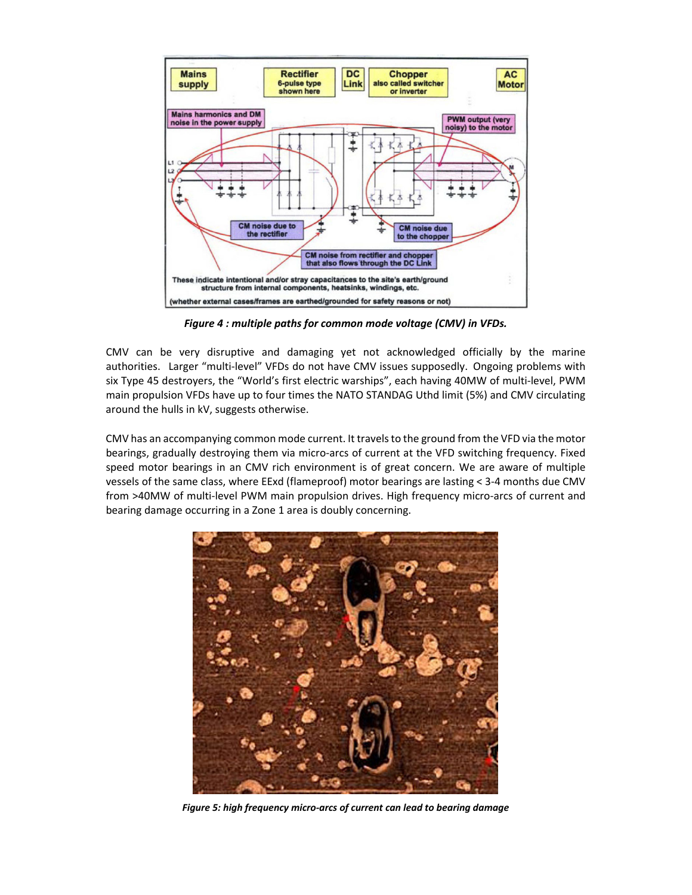*Figure 4 : multiple paths for common mode voltage (CMV) in VFDs.*

CMV can be very disruptive and damaging yet not acknowledged officially by the marine authorities. Larger "multi-level" VFDs do not have CMV issues supposedly. Ongoing problems with six Type 45 destroyers, the "World's first electric warships", each having 40MW of multi-level, PWM main propulsion VFDs have up to four times the NATO STANDAG Uthd limit (5%) and CMV circulating around the hulls in kV, suggests otherwise.

CMV has an accompanying common mode current. It travels to the ground from the VFD via the motor bearings, gradually destroying them via micro-arcs of current at the VFD switching frequency. Fixed speed motor bearings in an CMV rich environment is of great concern. We are aware of multiple vessels of the same class, where EExd (flameproof) motor bearings are lasting < 3-4 months due CMV from >40MW of multi-level PWM main propulsion drives. High frequency micro-arcs of current and bearing damage occurring in a Zone 1 area is doubly concerning.

*Figure 5: high frequency micro-arcs of current can lead to bearing damage*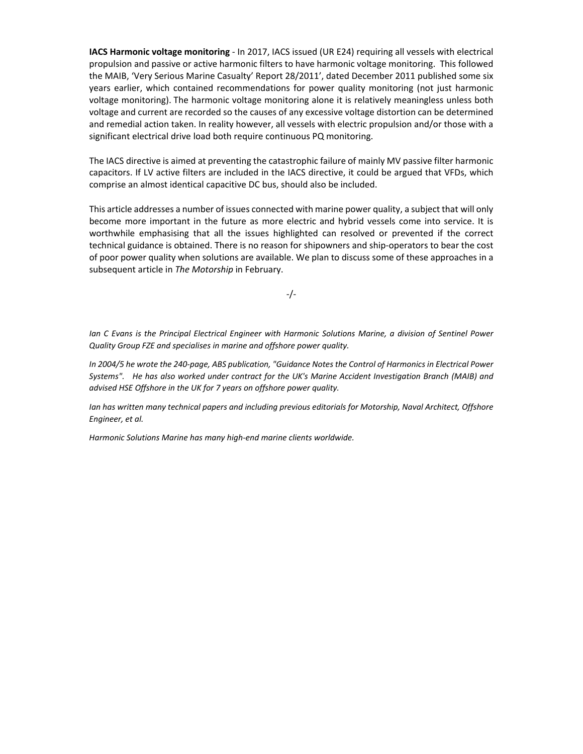**IACS Harmonic voltage monitoring** - In 2017, IACS issued (UR E24) requiring all vessels with electrical propulsion and passive or active harmonic filters to have harmonic voltage monitoring. This followed the MAIB, 'Very Serious Marine Casualty' Report 28/2011', dated December 2011 published some six years earlier, which contained recommendations for power quality monitoring (not just harmonic voltage monitoring). The harmonic voltage monitoring alone it is relatively meaningless unless both voltage and current are recorded so the causes of any excessive voltage distortion can be determined and remedial action taken. In reality however, all vessels with electric propulsion and/or those with a significant electrical drive load both require continuous PQ monitoring.

The IACS directive is aimed at preventing the catastrophic failure of mainly MV passive filter harmonic capacitors. If LV active filters are included in the IACS directive, it could be argued that VFDs, which comprise an almost identical capacitive DC bus, should also be included.

This article addresses a number of issues connected with marine power quality, a subject that will only become more important in the future as more electric and hybrid vessels come into service. It is worthwhile emphasising that all the issues highlighted can resolved or prevented if the correct technical guidance is obtained. There is no reason for shipowners and ship-operators to bear the cost of poor power quality when solutions are available. We plan to discuss some of these approaches in a subsequent article in *The Motorship* in February.

-/-

*Ian C Evans is the Principal Electrical Engineer with Harmonic Solutions Marine, a division of Sentinel Power Quality Group FZE and specialises in marine and offshore power quality.*

*In 2004/5 he wrote the 240-page, ABS publication, "Guidance Notes the Control of Harmonics in Electrical Power Systems". He has also worked under contract for the UK's Marine Accident Investigation Branch (MAIB) and advised HSE Offshore in the UK for 7 years on offshore power quality.*

*Ian has written many technical papers and including previous editorials for Motorship, Naval Architect, Offshore Engineer, et al.*

*Harmonic Solutions Marine has many high-end marine clients worldwide.*